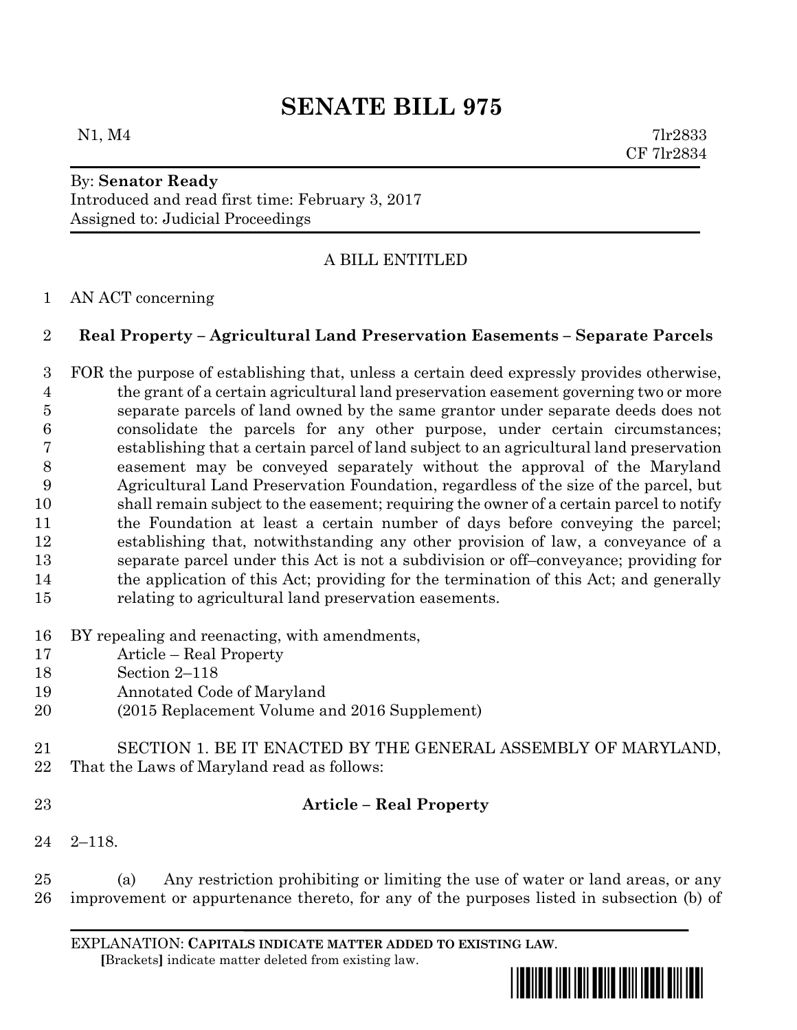# SENATE BILL 975

N1, M4 7lr2833
CF 7lr2834

By: **Senator Ready**
Introduced and read first time: February 3, 2017
Assigned to: Judicial Proceedings

A BILL ENTITLED

1 AN ACT concerning

2 **Real Property – Agricultural Land Preservation Easements – Separate Parcels**

3 FOR the purpose of establishing that, unless a certain deed expressly provides otherwise,
4 the grant of a certain agricultural land preservation easement governing two or more
5 separate parcels of land owned by the same grantor under separate deeds does not
6 consolidate the parcels for any other purpose, under certain circumstances;
7 establishing that a certain parcel of land subject to an agricultural land preservation
8 easement may be conveyed separately without the approval of the Maryland
9 Agricultural Land Preservation Foundation, regardless of the size of the parcel, but
10 shall remain subject to the easement; requiring the owner of a certain parcel to notify
11 the Foundation at least a certain number of days before conveying the parcel;
12 establishing that, notwithstanding any other provision of law, a conveyance of a
13 separate parcel under this Act is not a subdivision or off–conveyance; providing for
14 the application of this Act; providing for the termination of this Act; and generally
15 relating to agricultural land preservation easements.

16 BY repealing and reenacting, with amendments,
17 Article – Real Property
18 Section 2–118
19 Annotated Code of Maryland
20 (2015 Replacement Volume and 2016 Supplement)

21 SECTION 1. BE IT ENACTED BY THE GENERAL ASSEMBLY OF MARYLAND,
22 That the Laws of Maryland read as follows:

23 **Article – Real Property**

24 2–118.

25 (a) Any restriction prohibiting or limiting the use of water or land areas, or any
26 improvement or appurtenance thereto, for any of the purposes listed in subsection (b) of

EXPLANATION: **CAPITALS INDICATE MATTER ADDED TO EXISTING LAW**.
**[**Brackets**]** indicate matter deleted from existing law.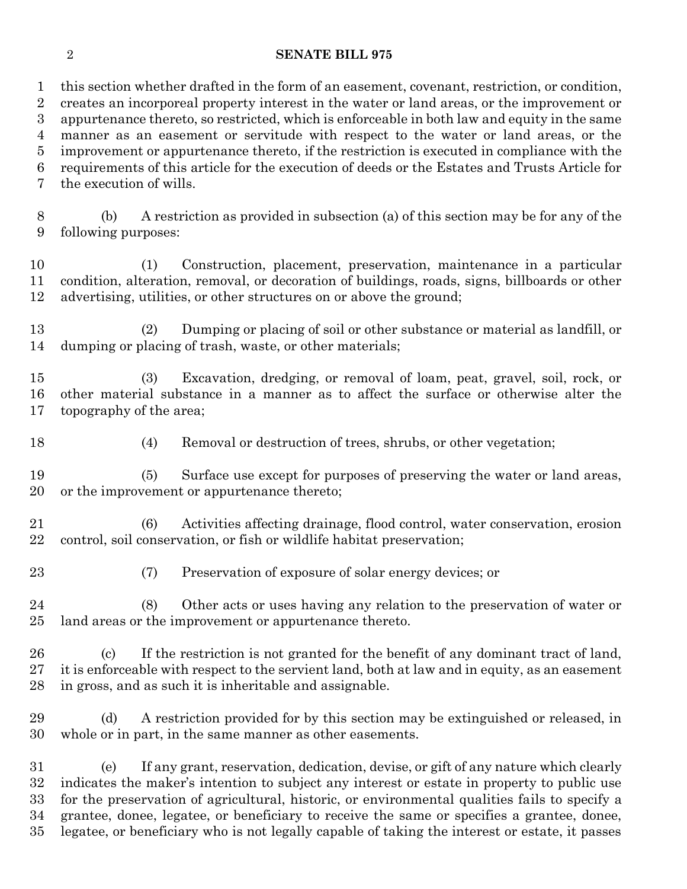this section whether drafted in the form of an easement, covenant, restriction, or condition, creates an incorporeal property interest in the water or land areas, or the improvement or appurtenance thereto, so restricted, which is enforceable in both law and equity in the same manner as an easement or servitude with respect to the water or land areas, or the improvement or appurtenance thereto, if the restriction is executed in compliance with the requirements of this article for the execution of deeds or the Estates and Trusts Article for the execution of wills.

(b) A restriction as provided in subsection (a) of this section may be for any of the following purposes:

(1) Construction, placement, preservation, maintenance in a particular condition, alteration, removal, or decoration of buildings, roads, signs, billboards or other advertising, utilities, or other structures on or above the ground;

(2) Dumping or placing of soil or other substance or material as landfill, or dumping or placing of trash, waste, or other materials;

(3) Excavation, dredging, or removal of loam, peat, gravel, soil, rock, or other material substance in a manner as to affect the surface or otherwise alter the topography of the area;

(4) Removal or destruction of trees, shrubs, or other vegetation;

(5) Surface use except for purposes of preserving the water or land areas, or the improvement or appurtenance thereto;

(6) Activities affecting drainage, flood control, water conservation, erosion control, soil conservation, or fish or wildlife habitat preservation;

(7) Preservation of exposure of solar energy devices; or

(8) Other acts or uses having any relation to the preservation of water or land areas or the improvement or appurtenance thereto.

(c) If the restriction is not granted for the benefit of any dominant tract of land, it is enforceable with respect to the servient land, both at law and in equity, as an easement in gross, and as such it is inheritable and assignable.

(d) A restriction provided for by this section may be extinguished or released, in whole or in part, in the same manner as other easements.

(e) If any grant, reservation, dedication, devise, or gift of any nature which clearly indicates the maker's intention to subject any interest or estate in property to public use for the preservation of agricultural, historic, or environmental qualities fails to specify a grantee, donee, legatee, or beneficiary to receive the same or specifies a grantee, donee, legatee, or beneficiary who is not legally capable of taking the interest or estate, it passes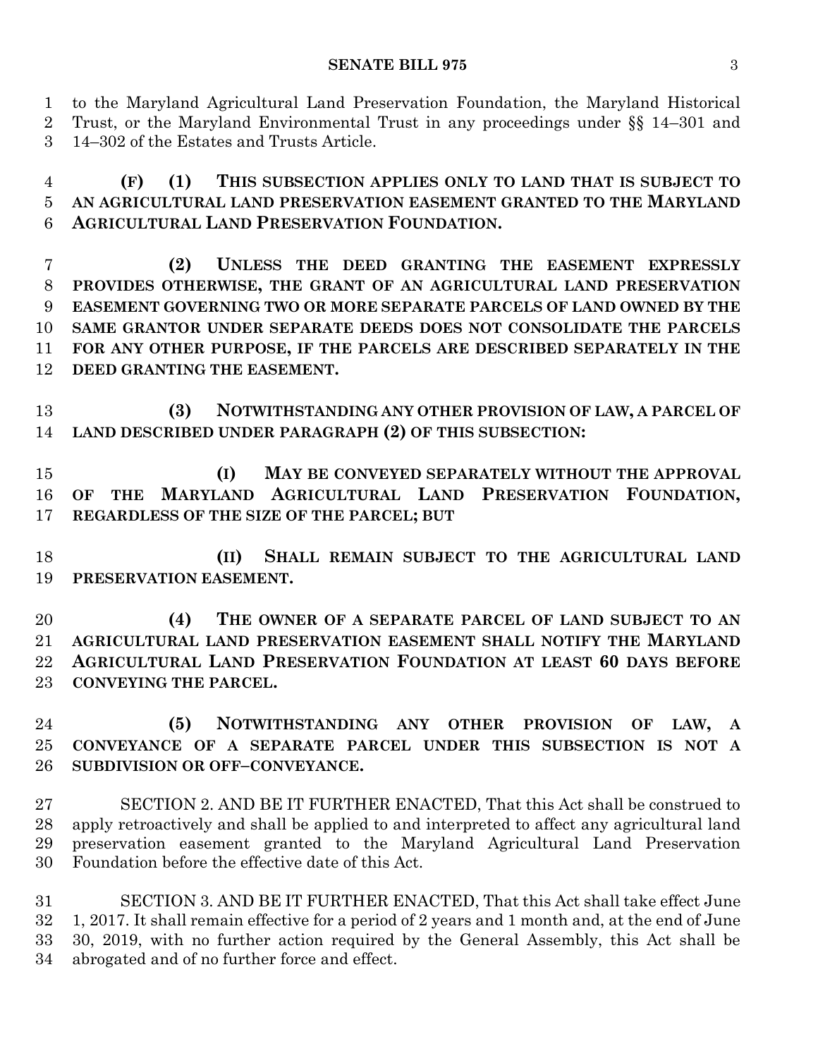to the Maryland Agricultural Land Preservation Foundation, the Maryland Historical Trust, or the Maryland Environmental Trust in any proceedings under §§ 14–301 and 14–302 of the Estates and Trusts Article.

**(F) (1) THIS SUBSECTION APPLIES ONLY TO LAND THAT IS SUBJECT TO AN AGRICULTURAL LAND PRESERVATION EASEMENT GRANTED TO THE MARYLAND AGRICULTURAL LAND PRESERVATION FOUNDATION.**

**(2) UNLESS THE DEED GRANTING THE EASEMENT EXPRESSLY PROVIDES OTHERWISE, THE GRANT OF AN AGRICULTURAL LAND PRESERVATION EASEMENT GOVERNING TWO OR MORE SEPARATE PARCELS OF LAND OWNED BY THE SAME GRANTOR UNDER SEPARATE DEEDS DOES NOT CONSOLIDATE THE PARCELS FOR ANY OTHER PURPOSE, IF THE PARCELS ARE DESCRIBED SEPARATELY IN THE DEED GRANTING THE EASEMENT.**

**(3) NOTWITHSTANDING ANY OTHER PROVISION OF LAW, A PARCEL OF LAND DESCRIBED UNDER PARAGRAPH (2) OF THIS SUBSECTION:**

**(I) MAY BE CONVEYED SEPARATELY WITHOUT THE APPROVAL OF THE MARYLAND AGRICULTURAL LAND PRESERVATION FOUNDATION, REGARDLESS OF THE SIZE OF THE PARCEL; BUT**

**(II) SHALL REMAIN SUBJECT TO THE AGRICULTURAL LAND PRESERVATION EASEMENT.**

**(4) THE OWNER OF A SEPARATE PARCEL OF LAND SUBJECT TO AN AGRICULTURAL LAND PRESERVATION EASEMENT SHALL NOTIFY THE MARYLAND AGRICULTURAL LAND PRESERVATION FOUNDATION AT LEAST 60 DAYS BEFORE CONVEYING THE PARCEL.**

**(5) NOTWITHSTANDING ANY OTHER PROVISION OF LAW, A CONVEYANCE OF A SEPARATE PARCEL UNDER THIS SUBSECTION IS NOT A SUBDIVISION OR OFF–CONVEYANCE.**

SECTION 2. AND BE IT FURTHER ENACTED, That this Act shall be construed to apply retroactively and shall be applied to and interpreted to affect any agricultural land preservation easement granted to the Maryland Agricultural Land Preservation Foundation before the effective date of this Act.

SECTION 3. AND BE IT FURTHER ENACTED, That this Act shall take effect June 1, 2017. It shall remain effective for a period of 2 years and 1 month and, at the end of June 30, 2019, with no further action required by the General Assembly, this Act shall be abrogated and of no further force and effect.